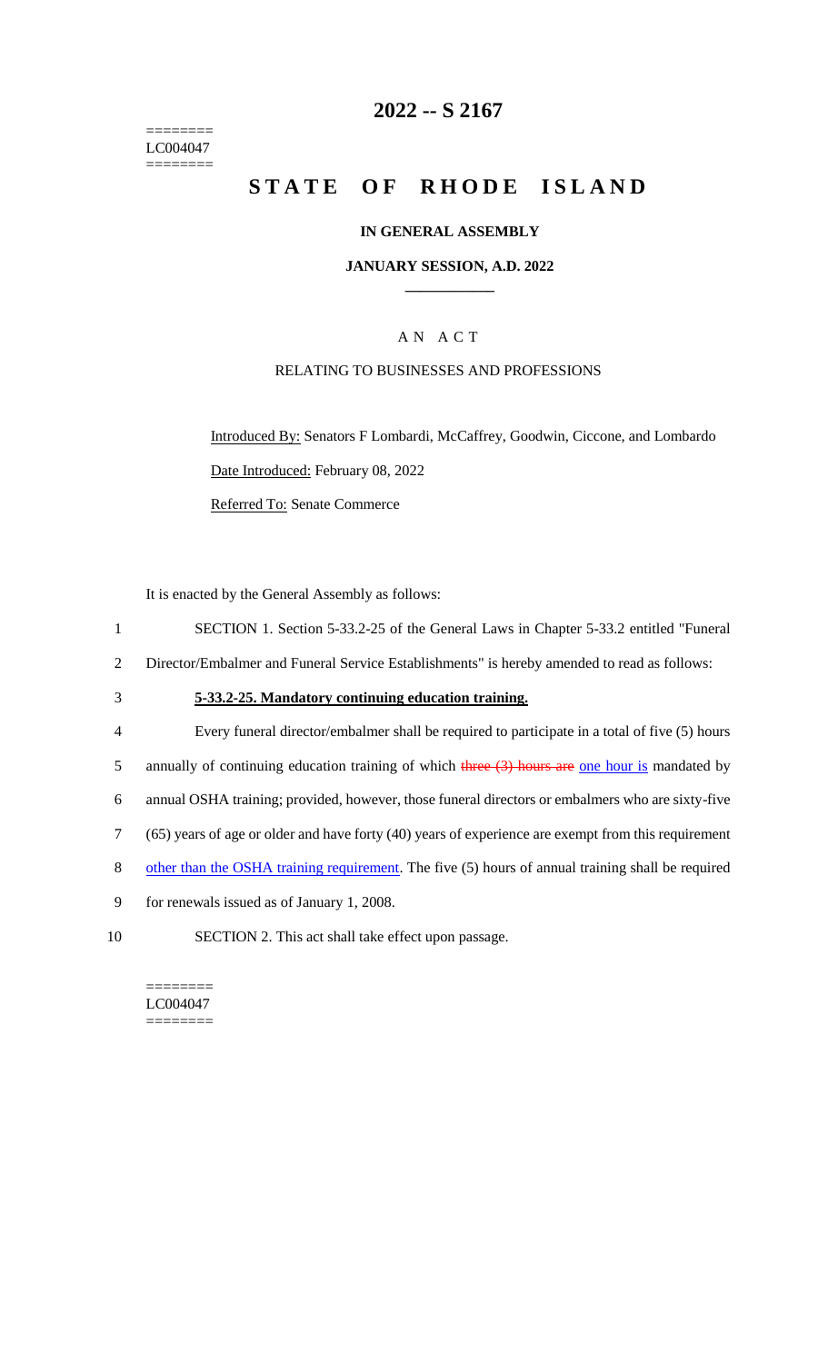========
LC004047
========

# 2022 -- S 2167

# STATE OF RHODE ISLAND

## IN GENERAL ASSEMBLY

### JANUARY SESSION, A.D. 2022

---

A N A C T

RELATING TO BUSINESSES AND PROFESSIONS

Introduced By: Senators F Lombardi, McCaffrey, Goodwin, Ciccone, and Lombardo

Date Introduced: February 08, 2022

Referred To: Senate Commerce

It is enacted by the General Assembly as follows:

1 SECTION 1. Section 5-33.2-25 of the General Laws in Chapter 5-33.2 entitled "Funeral
2 Director/Embalmer and Funeral Service Establishments" is hereby amended to read as follows:

3 **5-33.2-25. Mandatory continuing education training.**

4 Every funeral director/embalmer shall be required to participate in a total of five (5) hours
5 annually of continuing education training of which ~~three (3) hours are~~ one hour is mandated by
6 annual OSHA training; provided, however, those funeral directors or embalmers who are sixty-five
7 (65) years of age or older and have forty (40) years of experience are exempt from this requirement
8 other than the OSHA training requirement. The five (5) hours of annual training shall be required
9 for renewals issued as of January 1, 2008.

10 SECTION 2. This act shall take effect upon passage.

========
LC004047
========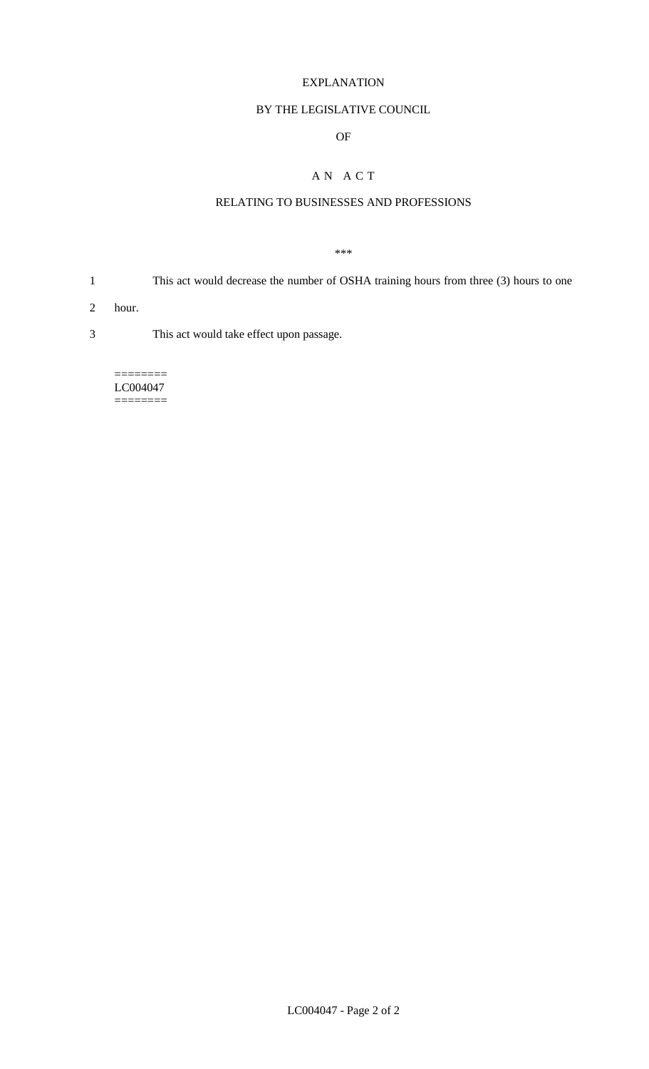EXPLANATION

BY THE LEGISLATIVE COUNCIL

OF

A N A C T

RELATING TO BUSINESSES AND PROFESSIONS

***

1 This act would decrease the number of OSHA training hours from three (3) hours to one
2 hour.
3 This act would take effect upon passage.

========
LC004047
========